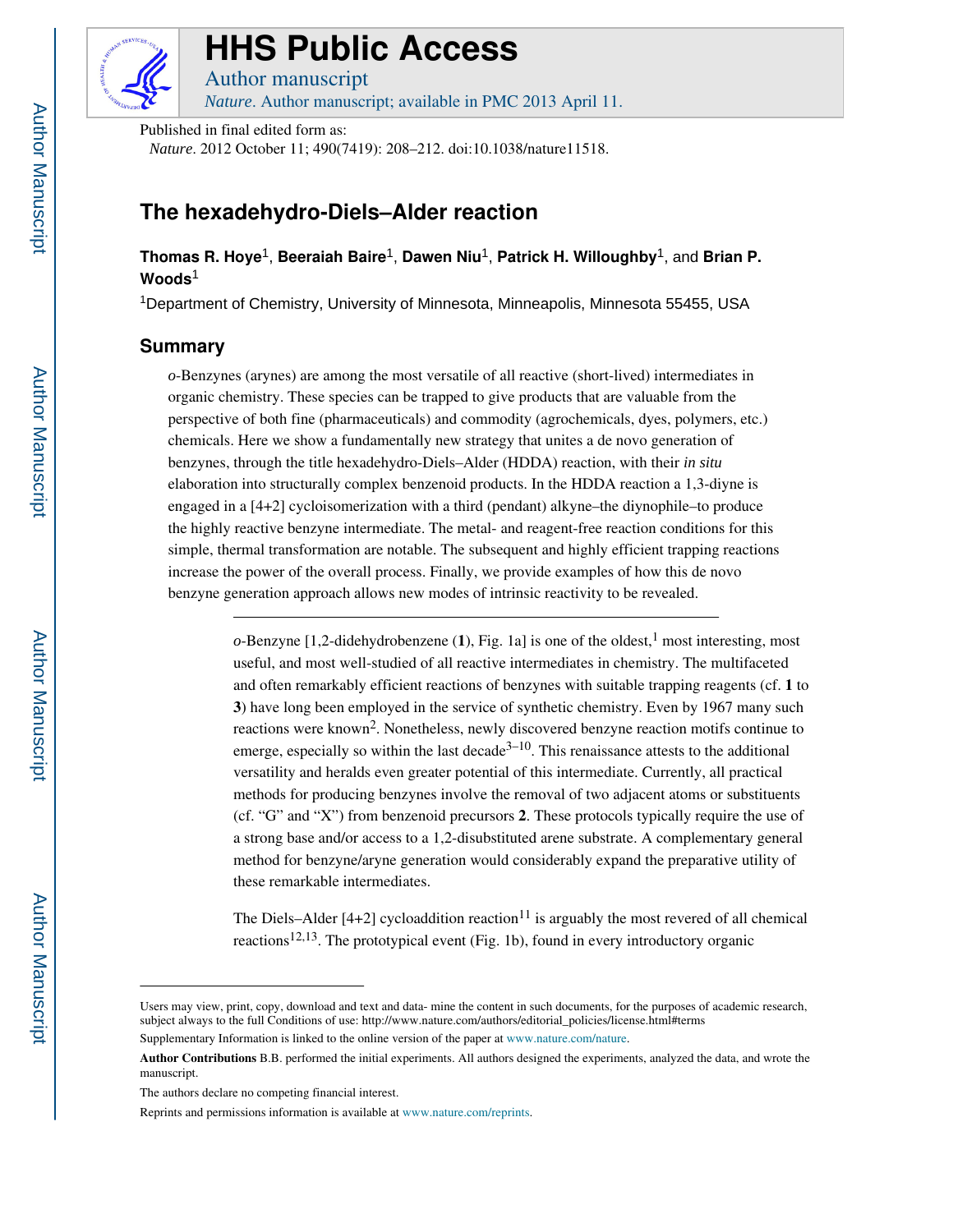# HHS Public Access

Author manuscript

*Nature*. Author manuscript; available in PMC 2013 April 11.

Published in final edited form as:

*Nature*. 2012 October 11; 490(7419): 208–212. doi:10.1038/nature11518.

# The hexadehydro-Diels–Alder reaction

**Thomas R. Hoye**[1], **Beeraiah Baire**[1], **Dawen Niu**[1], **Patrick H. Willoughby**[1], and **Brian P. Woods**[1]

[1]Department of Chemistry, University of Minnesota, Minneapolis, Minnesota 55455, USA

## Summary

*o*-Benzynes (arynes) are among the most versatile of all reactive (short-lived) intermediates in organic chemistry. These species can be trapped to give products that are valuable from the perspective of both fine (pharmaceuticals) and commodity (agrochemicals, dyes, polymers, etc.) chemicals. Here we show a fundamentally new strategy that unites a de novo generation of benzynes, through the title hexadehydro-Diels–Alder (HDDA) reaction, with their *in situ* elaboration into structurally complex benzenoid products. In the HDDA reaction a 1,3-diyne is engaged in a [4+2] cycloisomerization with a third (pendant) alkyne–the diynophile–to produce the highly reactive benzyne intermediate. The metal- and reagent-free reaction conditions for this simple, thermal transformation are notable. The subsequent and highly efficient trapping reactions increase the power of the overall process. Finally, we provide examples of how this de novo benzyne generation approach allows new modes of intrinsic reactivity to be revealed.

---

*o*-Benzyne [1,2-didehydrobenzene (**1**), Fig. 1a] is one of the oldest,[1] most interesting, most useful, and most well-studied of all reactive intermediates in chemistry. The multifaceted and often remarkably efficient reactions of benzynes with suitable trapping reagents (cf. **1** to **3**) have long been employed in the service of synthetic chemistry. Even by 1967 many such reactions were known[2]. Nonetheless, newly discovered benzyne reaction motifs continue to emerge, especially so within the last decade[3–10]. This renaissance attests to the additional versatility and heralds even greater potential of this intermediate. Currently, all practical methods for producing benzynes involve the removal of two adjacent atoms or substituents (cf. "G" and "X") from benzenoid precursors **2**. These protocols typically require the use of a strong base and/or access to a 1,2-disubstituted arene substrate. A complementary general method for benzyne/aryne generation would considerably expand the preparative utility of these remarkable intermediates.

The Diels–Alder [4+2] cycloaddition reaction[11] is arguably the most revered of all chemical reactions[12,13]. The prototypical event (Fig. 1b), found in every introductory organic

---

Users may view, print, copy, download and text and data- mine the content in such documents, for the purposes of academic research, subject always to the full Conditions of use: http://www.nature.com/authors/editorial_policies/license.html#terms

Supplementary Information is linked to the online version of the paper at www.nature.com/nature.

**Author Contributions** B.B. performed the initial experiments. All authors designed the experiments, analyzed the data, and wrote the manuscript.

The authors declare no competing financial interest.

Reprints and permissions information is available at www.nature.com/reprints.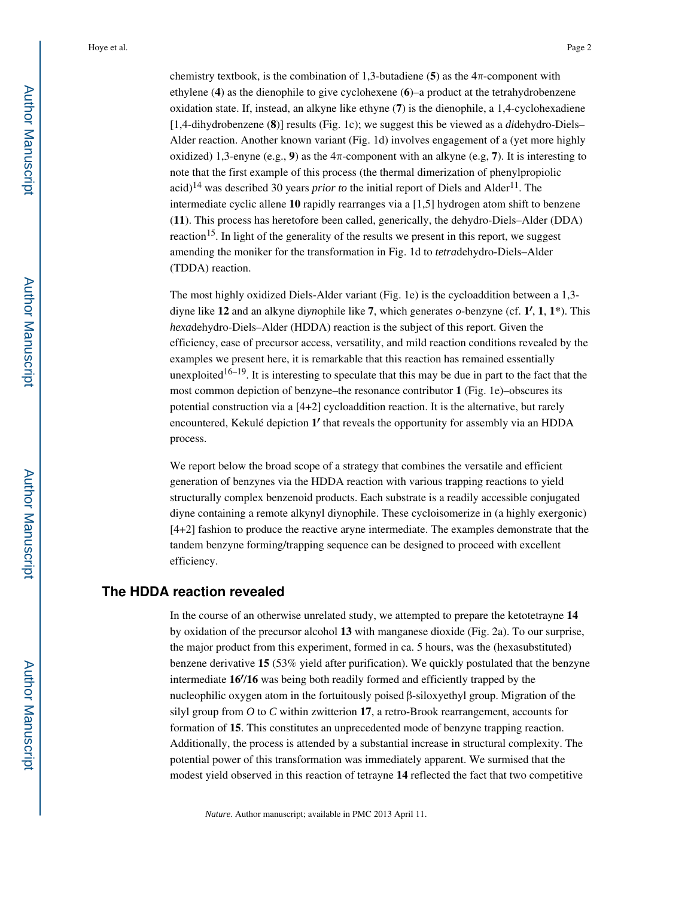chemistry textbook, is the combination of 1,3-butadiene (**5**) as the 4π-component with ethylene (**4**) as the dienophile to give cyclohexene (**6**)–a product at the tetrahydrobenzene oxidation state. If, instead, an alkyne like ethyne (**7**) is the dienophile, a 1,4-cyclohexadiene [1,4-dihydrobenzene (**8**)] results (Fig. 1c); we suggest this be viewed as a *di*dehydro-Diels–Alder reaction. Another known variant (Fig. 1d) involves engagement of a (yet more highly oxidized) 1,3-enyne (e.g., **9**) as the 4π-component with an alkyne (e.g, **7**). It is interesting to note that the first example of this process (the thermal dimerization of phenylpropiolic acid)[14] was described 30 years *prior to* the initial report of Diels and Alder[11]. The intermediate cyclic allene **10** rapidly rearranges via a [1,5] hydrogen atom shift to benzene (**11**). This process has heretofore been called, generically, the dehydro-Diels–Alder (DDA) reaction[15]. In light of the generality of the results we present in this report, we suggest amending the moniker for the transformation in Fig. 1d to *tetra*dehydro-Diels–Alder (TDDA) reaction.

The most highly oxidized Diels-Alder variant (Fig. 1e) is the cycloaddition between a 1,3-diyne like **12** and an alkyne di*yn*ophile like **7**, which generates *o*-benzyne (cf. **1′**, **1**, **1***). This *hexa*dehydro-Diels–Alder (HDDA) reaction is the subject of this report. Given the efficiency, ease of precursor access, versatility, and mild reaction conditions revealed by the examples we present here, it is remarkable that this reaction has remained essentially unexploited[16–19]. It is interesting to speculate that this may be due in part to the fact that the most common depiction of benzyne–the resonance contributor **1** (Fig. 1e)–obscures its potential construction via a [4+2] cycloaddition reaction. It is the alternative, but rarely encountered, Kekulé depiction **1′** that reveals the opportunity for assembly via an HDDA process.

We report below the broad scope of a strategy that combines the versatile and efficient generation of benzynes via the HDDA reaction with various trapping reactions to yield structurally complex benzenoid products. Each substrate is a readily accessible conjugated diyne containing a remote alkynyl diynophile. These cycloisomerize in (a highly exergonic) [4+2] fashion to produce the reactive aryne intermediate. The examples demonstrate that the tandem benzyne forming/trapping sequence can be designed to proceed with excellent efficiency.

## The HDDA reaction revealed

In the course of an otherwise unrelated study, we attempted to prepare the ketotetrayne **14** by oxidation of the precursor alcohol **13** with manganese dioxide (Fig. 2a). To our surprise, the major product from this experiment, formed in ca. 5 hours, was the (hexasubstituted) benzene derivative **15** (53% yield after purification). We quickly postulated that the benzyne intermediate **16′/16** was being both readily formed and efficiently trapped by the nucleophilic oxygen atom in the fortuitously poised β-siloxyethyl group. Migration of the silyl group from *O* to *C* within zwitterion **17**, a retro-Brook rearrangement, accounts for formation of **15**. This constitutes an unprecedented mode of benzyne trapping reaction. Additionally, the process is attended by a substantial increase in structural complexity. The potential power of this transformation was immediately apparent. We surmised that the modest yield observed in this reaction of tetrayne **14** reflected the fact that two competitive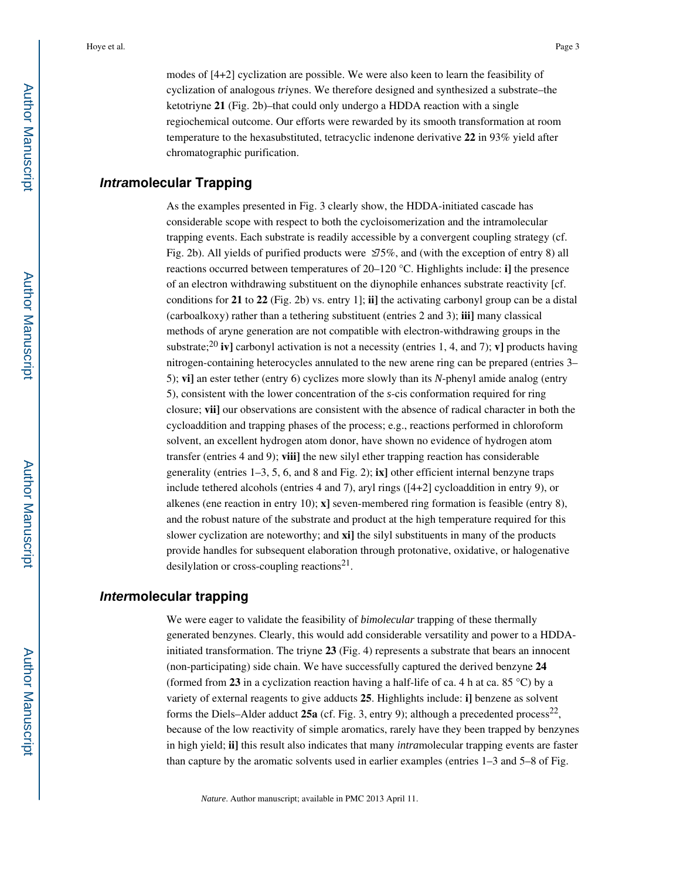modes of [4+2] cyclization are possible. We were also keen to learn the feasibility of cyclization of analogous *tri*ynes. We therefore designed and synthesized a substrate–the ketotriyne **21** (Fig. 2b)–that could only undergo a HDDA reaction with a single regiochemical outcome. Our efforts were rewarded by its smooth transformation at room temperature to the hexasubstituted, tetracyclic indenone derivative **22** in 93% yield after chromatographic purification.

## *Intra*molecular Trapping

As the examples presented in Fig. 3 clearly show, the HDDA-initiated cascade has considerable scope with respect to both the cycloisomerization and the intramolecular trapping events. Each substrate is readily accessible by a convergent coupling strategy (cf. Fig. 2b). All yields of purified products were ≥75%, and (with the exception of entry 8) all reactions occurred between temperatures of 20–120 °C. Highlights include: **i]** the presence of an electron withdrawing substituent on the diynophile enhances substrate reactivity [cf. conditions for **21** to **22** (Fig. 2b) vs. entry 1]; **ii]** the activating carbonyl group can be a distal (carboalkoxy) rather than a tethering substituent (entries 2 and 3); **iii]** many classical methods of aryne generation are not compatible with electron-withdrawing groups in the substrate;[20] **iv]** carbonyl activation is not a necessity (entries 1, 4, and 7); **v]** products having nitrogen-containing heterocycles annulated to the new arene ring can be prepared (entries 3–5); **vi]** an ester tether (entry 6) cyclizes more slowly than its *N*-phenyl amide analog (entry 5), consistent with the lower concentration of the *s*-cis conformation required for ring closure; **vii]** our observations are consistent with the absence of radical character in both the cycloaddition and trapping phases of the process; e.g., reactions performed in chloroform solvent, an excellent hydrogen atom donor, have shown no evidence of hydrogen atom transfer (entries 4 and 9); **viii]** the new silyl ether trapping reaction has considerable generality (entries 1–3, 5, 6, and 8 and Fig. 2); **ix]** other efficient internal benzyne traps include tethered alcohols (entries 4 and 7), aryl rings ([4+2] cycloaddition in entry 9), or alkenes (ene reaction in entry 10); **x]** seven-membered ring formation is feasible (entry 8), and the robust nature of the substrate and product at the high temperature required for this slower cyclization are noteworthy; and **xi]** the silyl substituents in many of the products provide handles for subsequent elaboration through protonative, oxidative, or halogenative desilylation or cross-coupling reactions[21].

## *Inter*molecular trapping

We were eager to validate the feasibility of *bimolecular* trapping of these thermally generated benzynes. Clearly, this would add considerable versatility and power to a HDDA-initiated transformation. The triyne **23** (Fig. 4) represents a substrate that bears an innocent (non-participating) side chain. We have successfully captured the derived benzyne **24** (formed from **23** in a cyclization reaction having a half-life of ca. 4 h at ca. 85 °C) by a variety of external reagents to give adducts **25**. Highlights include: **i]** benzene as solvent forms the Diels–Alder adduct **25a** (cf. Fig. 3, entry 9); although a precedented process[22], because of the low reactivity of simple aromatics, rarely have they been trapped by benzynes in high yield; **ii]** this result also indicates that many *intra*molecular trapping events are faster than capture by the aromatic solvents used in earlier examples (entries 1–3 and 5–8 of Fig.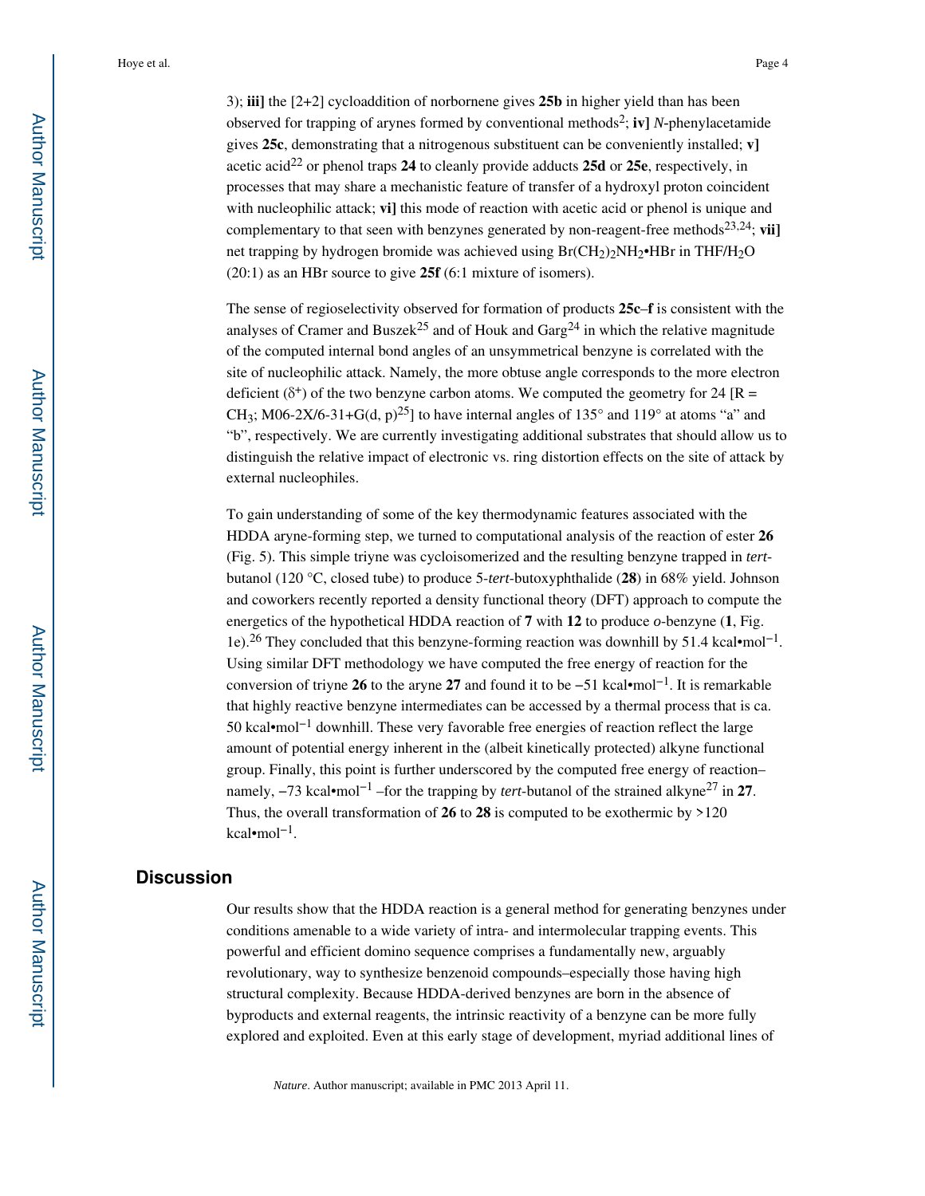3); **iii]** the [2+2] cycloaddition of norbornene gives **25b** in higher yield than has been observed for trapping of arynes formed by conventional methods[2]; **iv]** *N*-phenylacetamide gives **25c**, demonstrating that a nitrogenous substituent can be conveniently installed; **v]** acetic acid[22] or phenol traps **24** to cleanly provide adducts **25d** or **25e**, respectively, in processes that may share a mechanistic feature of transfer of a hydroxyl proton coincident with nucleophilic attack; **vi]** this mode of reaction with acetic acid or phenol is unique and complementary to that seen with benzynes generated by non-reagent-free methods[23,24]; **vii]** net trapping by hydrogen bromide was achieved using $Br(CH_2)_2NH_2$•HBr in THF/$H_2O$ (20:1) as an HBr source to give **25f** (6:1 mixture of isomers).

The sense of regioselectivity observed for formation of products **25c**–**f** is consistent with the analyses of Cramer and Buszek[25] and of Houk and Garg[24] in which the relative magnitude of the computed internal bond angles of an unsymmetrical benzyne is correlated with the site of nucleophilic attack. Namely, the more obtuse angle corresponds to the more electron deficient ($\delta^+$) of the two benzyne carbon atoms. We computed the geometry for 24 [R = $CH_3$; M06-2X/6-31+G(d, p)[25]] to have internal angles of 135° and 119° at atoms "a" and "b", respectively. We are currently investigating additional substrates that should allow us to distinguish the relative impact of electronic vs. ring distortion effects on the site of attack by external nucleophiles.

To gain understanding of some of the key thermodynamic features associated with the HDDA aryne-forming step, we turned to computational analysis of the reaction of ester **26** (Fig. 5). This simple triyne was cycloisomerized and the resulting benzyne trapped in *tert*-butanol (120 °C, closed tube) to produce 5-*tert*-butoxyphthalide (**28**) in 68% yield. Johnson and coworkers recently reported a density functional theory (DFT) approach to compute the energetics of the hypothetical HDDA reaction of **7** with **12** to produce *o*-benzyne (**1**, Fig. 1e).[26] They concluded that this benzyne-forming reaction was downhill by 51.4 kcal•mol$^{-1}$. Using similar DFT methodology we have computed the free energy of reaction for the conversion of triyne **26** to the aryne **27** and found it to be −51 kcal•mol$^{-1}$. It is remarkable that highly reactive benzyne intermediates can be accessed by a thermal process that is ca. 50 kcal•mol$^{-1}$ downhill. These very favorable free energies of reaction reflect the large amount of potential energy inherent in the (albeit kinetically protected) alkyne functional group. Finally, this point is further underscored by the computed free energy of reaction–namely, −73 kcal•mol$^{-1}$ –for the trapping by *tert*-butanol of the strained alkyne[27] in **27**. Thus, the overall transformation of **26** to **28** is computed to be exothermic by >120 kcal•mol$^{-1}$.

## Discussion

Our results show that the HDDA reaction is a general method for generating benzynes under conditions amenable to a wide variety of intra- and intermolecular trapping events. This powerful and efficient domino sequence comprises a fundamentally new, arguably revolutionary, way to synthesize benzenoid compounds–especially those having high structural complexity. Because HDDA-derived benzynes are born in the absence of byproducts and external reagents, the intrinsic reactivity of a benzyne can be more fully explored and exploited. Even at this early stage of development, myriad additional lines of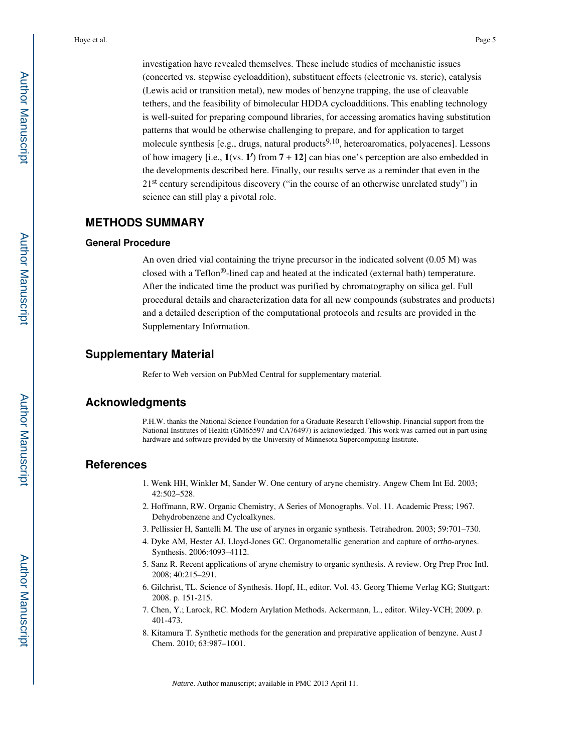investigation have revealed themselves. These include studies of mechanistic issues (concerted vs. stepwise cycloaddition), substituent effects (electronic vs. steric), catalysis (Lewis acid or transition metal), new modes of benzyne trapping, the use of cleavable tethers, and the feasibility of bimolecular HDDA cycloadditions. This enabling technology is well-suited for preparing compound libraries, for accessing aromatics having substitution patterns that would be otherwise challenging to prepare, and for application to target molecule synthesis [e.g., drugs, natural products[9,10], heteroaromatics, polyacenes]. Lessons of how imagery [i.e., **1**(vs. **1′**) from **7** + **12**] can bias one's perception are also embedded in the developments described here. Finally, our results serve as a reminder that even in the 21st century serendipitous discovery ("in the course of an otherwise unrelated study") in science can still play a pivotal role.

## METHODS SUMMARY

### General Procedure

An oven dried vial containing the triyne precursor in the indicated solvent (0.05 M) was closed with a Teflon®-lined cap and heated at the indicated (external bath) temperature. After the indicated time the product was purified by chromatography on silica gel. Full procedural details and characterization data for all new compounds (substrates and products) and a detailed description of the computational protocols and results are provided in the Supplementary Information.

## Supplementary Material

Refer to Web version on PubMed Central for supplementary material.

## Acknowledgments

P.H.W. thanks the National Science Foundation for a Graduate Research Fellowship. Financial support from the National Institutes of Health (GM65597 and CA76497) is acknowledged. This work was carried out in part using hardware and software provided by the University of Minnesota Supercomputing Institute.

## References

1. Wenk HH, Winkler M, Sander W. One century of aryne chemistry. Angew Chem Int Ed. 2003; 42:502–528.
2. Hoffmann, RW. Organic Chemistry, A Series of Monographs. Vol. 11. Academic Press; 1967. Dehydrobenzene and Cycloalkynes.
3. Pellissier H, Santelli M. The use of arynes in organic synthesis. Tetrahedron. 2003; 59:701–730.
4. Dyke AM, Hester AJ, Lloyd-Jones GC. Organometallic generation and capture of *ortho*-arynes. Synthesis. 2006:4093–4112.
5. Sanz R. Recent applications of aryne chemistry to organic synthesis. A review. Org Prep Proc Intl. 2008; 40:215–291.
6. Gilchrist, TL. Science of Synthesis. Hopf, H., editor. Vol. 43. Georg Thieme Verlag KG; Stuttgart: 2008. p. 151-215.
7. Chen, Y.; Larock, RC. Modern Arylation Methods. Ackermann, L., editor. Wiley-VCH; 2009. p. 401-473.
8. Kitamura T. Synthetic methods for the generation and preparative application of benzyne. Aust J Chem. 2010; 63:987–1001.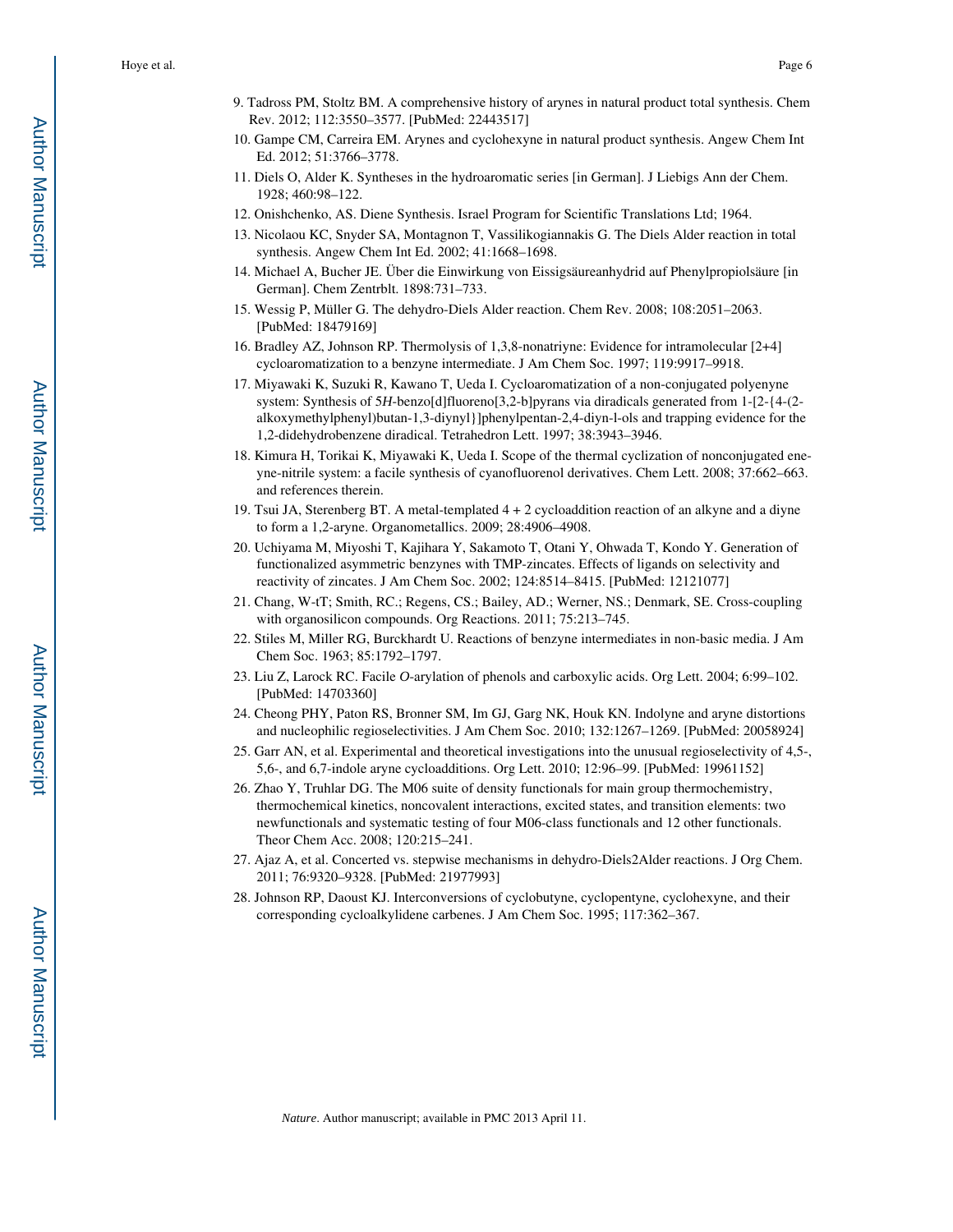9. Tadross PM, Stoltz BM. A comprehensive history of arynes in natural product total synthesis. Chem Rev. 2012; 112:3550–3577. [PubMed: 22443517]
10. Gampe CM, Carreira EM. Arynes and cyclohexyne in natural product synthesis. Angew Chem Int Ed. 2012; 51:3766–3778.
11. Diels O, Alder K. Syntheses in the hydroaromatic series [in German]. J Liebigs Ann der Chem. 1928; 460:98–122.
12. Onishchenko, AS. Diene Synthesis. Israel Program for Scientific Translations Ltd; 1964.
13. Nicolaou KC, Snyder SA, Montagnon T, Vassilikogiannakis G. The Diels Alder reaction in total synthesis. Angew Chem Int Ed. 2002; 41:1668–1698.
14. Michael A, Bucher JE. Über die Einwirkung von Eissigsäureanhydrid auf Phenylpropiolsäure [in German]. Chem Zentrblt. 1898:731–733.
15. Wessig P, Müller G. The dehydro-Diels Alder reaction. Chem Rev. 2008; 108:2051–2063. [PubMed: 18479169]
16. Bradley AZ, Johnson RP. Thermolysis of 1,3,8-nonatriyne: Evidence for intramolecular [2+4] cycloaromatization to a benzyne intermediate. J Am Chem Soc. 1997; 119:9917–9918.
17. Miyawaki K, Suzuki R, Kawano T, Ueda I. Cycloaromatization of a non-conjugated polyenyne system: Synthesis of 5*H*-benzo[d]fluoreno[3,2-b]pyrans via diradicals generated from 1-[2-{4-(2-alkoxymethylphenyl)butan-1,3-diynyl}]phenylpentan-2,4-diyn-l-ols and trapping evidence for the 1,2-didehydrobenzene diradical. Tetrahedron Lett. 1997; 38:3943–3946.
18. Kimura H, Torikai K, Miyawaki K, Ueda I. Scope of the thermal cyclization of nonconjugated ene-yne-nitrile system: a facile synthesis of cyanofluorenol derivatives. Chem Lett. 2008; 37:662–663. and references therein.
19. Tsui JA, Sterenberg BT. A metal-templated 4 + 2 cycloaddition reaction of an alkyne and a diyne to form a 1,2-aryne. Organometallics. 2009; 28:4906–4908.
20. Uchiyama M, Miyoshi T, Kajihara Y, Sakamoto T, Otani Y, Ohwada T, Kondo Y. Generation of functionalized asymmetric benzynes with TMP-zincates. Effects of ligands on selectivity and reactivity of zincates. J Am Chem Soc. 2002; 124:8514–8415. [PubMed: 12121077]
21. Chang, W-tT; Smith, RC.; Regens, CS.; Bailey, AD.; Werner, NS.; Denmark, SE. Cross-coupling with organosilicon compounds. Org Reactions. 2011; 75:213–745.
22. Stiles M, Miller RG, Burckhardt U. Reactions of benzyne intermediates in non-basic media. J Am Chem Soc. 1963; 85:1792–1797.
23. Liu Z, Larock RC. Facile *O*-arylation of phenols and carboxylic acids. Org Lett. 2004; 6:99–102. [PubMed: 14703360]
24. Cheong PHY, Paton RS, Bronner SM, Im GJ, Garg NK, Houk KN. Indolyne and aryne distortions and nucleophilic regioselectivities. J Am Chem Soc. 2010; 132:1267–1269. [PubMed: 20058924]
25. Garr AN, et al. Experimental and theoretical investigations into the unusual regioselectivity of 4,5-, 5,6-, and 6,7-indole aryne cycloadditions. Org Lett. 2010; 12:96–99. [PubMed: 19961152]
26. Zhao Y, Truhlar DG. The M06 suite of density functionals for main group thermochemistry, thermochemical kinetics, noncovalent interactions, excited states, and transition elements: two newfunctionals and systematic testing of four M06-class functionals and 12 other functionals. Theor Chem Acc. 2008; 120:215–241.
27. Ajaz A, et al. Concerted vs. stepwise mechanisms in dehydro-Diels2Alder reactions. J Org Chem. 2011; 76:9320–9328. [PubMed: 21977993]
28. Johnson RP, Daoust KJ. Interconversions of cyclobutyne, cyclopentyne, cyclohexyne, and their corresponding cycloalkylidene carbenes. J Am Chem Soc. 1995; 117:362–367.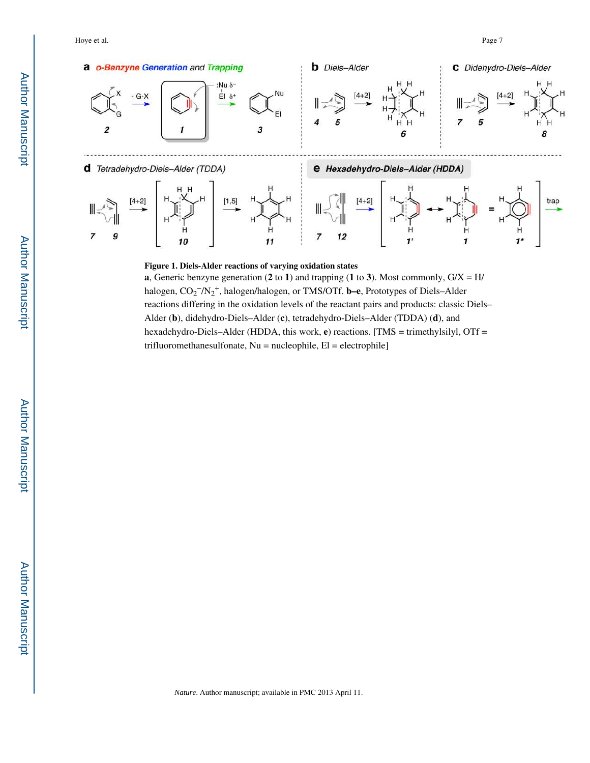**Figure 1. Diels-Alder reactions of varying oxidation states**

**a**, Generic benzyne generation (**2** to **1**) and trapping (**1** to **3**). Most commonly, G/X = H/halogen, $CO_2^-/N_2^+$, halogen/halogen, or TMS/OTf. **b–e**, Prototypes of Diels–Alder reactions differing in the oxidation levels of the reactant pairs and products: classic Diels–Alder (**b**), didehydro-Diels–Alder (**c**), tetradehydro-Diels–Alder (TDDA) (**d**), and hexadehydro-Diels–Alder (HDDA, this work, **e**) reactions. [TMS = trimethylsilyl, OTf = trifluoromethanesulfonate, Nu = nucleophile, El = electrophile]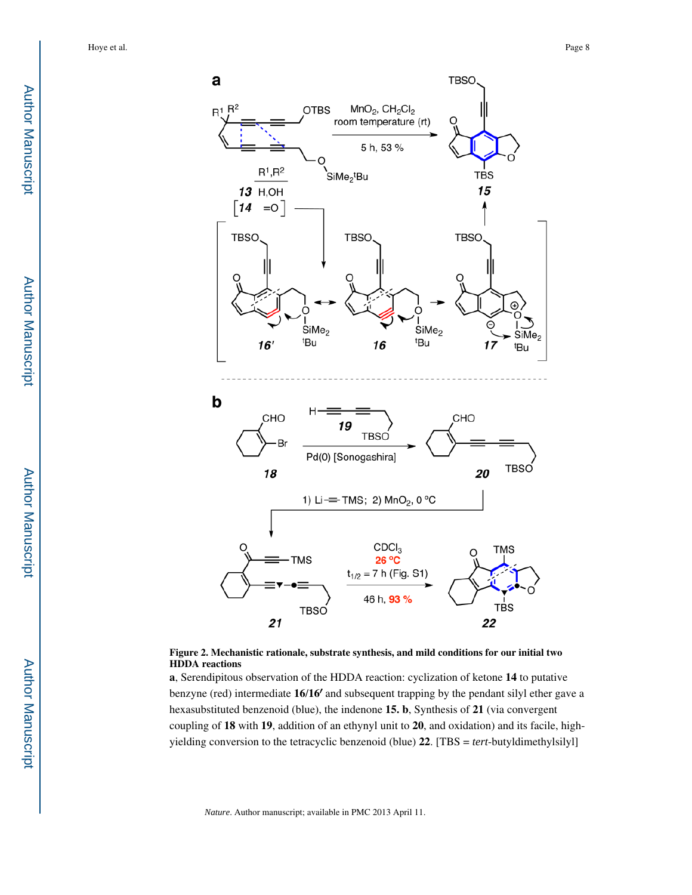**Figure 2. Mechanistic rationale, substrate synthesis, and mild conditions for our initial two HDDA reactions**

**a**, Serendipitous observation of the HDDA reaction: cyclization of ketone **14** to putative benzyne (red) intermediate **16/16′** and subsequent trapping by the pendant silyl ether gave a hexasubstituted benzenoid (blue), the indenone **15. b**, Synthesis of **21** (via convergent coupling of **18** with **19**, addition of an ethynyl unit to **20**, and oxidation) and its facile, high-yielding conversion to the tetracyclic benzenoid (blue) **22**. [TBS = *tert*-butyldimethylsilyl]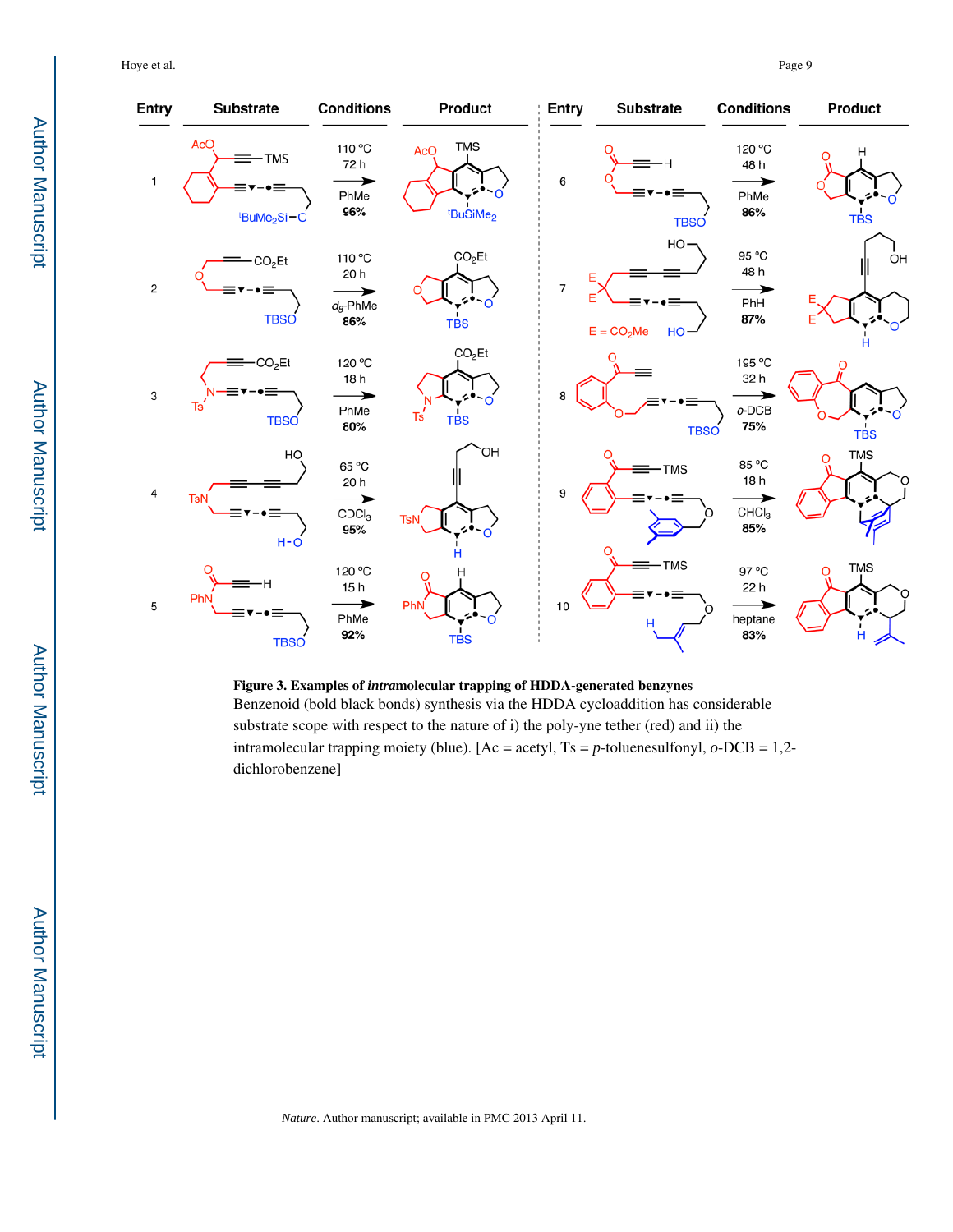| Entry | Substrate | Conditions | Product | Entry | Substrate | Conditions | Product |
|---|---|---|---|---|---|---|---|
| 1 | | 110 °C, 72 h, PhMe, **96%** | | 6 | | 120 °C, 48 h, PhMe, **86%** | |
| 2 | | 110 °C, 20 h, $d_8$-PhMe, **86%** | | 7 | E = $CO_2Me$ | 95 °C, 48 h, PhH, **87%** | |
| 3 | | 120 °C, 18 h, PhMe, **80%** | | 8 | | 195 °C, 32 h, *o*-DCB, **75%** | |
| 4 | | 65 °C, 20 h, $CDCl_3$, **95%** | | 9 | | 85 °C, 18 h, $CHCl_3$, **85%** | |
| 5 | | 120 °C, 15 h, PhMe, **92%** | | 10 | | 97 °C, 22 h, heptane, **83%** | |

**Figure 3. Examples of *intra*molecular trapping of HDDA-generated benzynes**

Benzenoid (bold black bonds) synthesis via the HDDA cycloaddition has considerable substrate scope with respect to the nature of i) the poly-yne tether (red) and ii) the intramolecular trapping moiety (blue). [Ac = acetyl, Ts = *p*-toluenesulfonyl, *o*-DCB = 1,2-dichlorobenzene]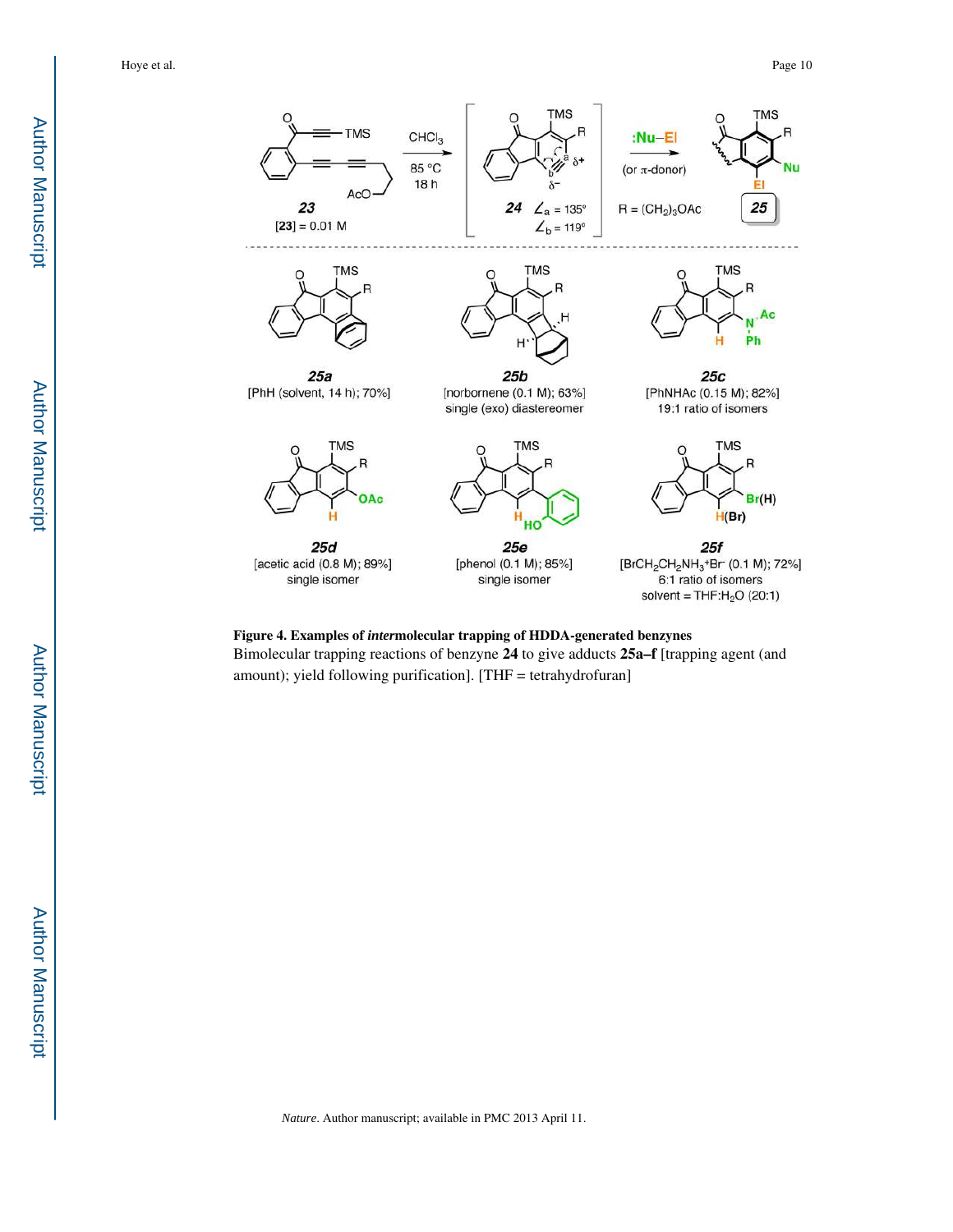**Figure 4. Examples of *inter*molecular trapping of HDDA-generated benzynes**

Bimolecular trapping reactions of benzyne **24** to give adducts **25a–f** [trapping agent (and amount); yield following purification]. [THF = tetrahydrofuran]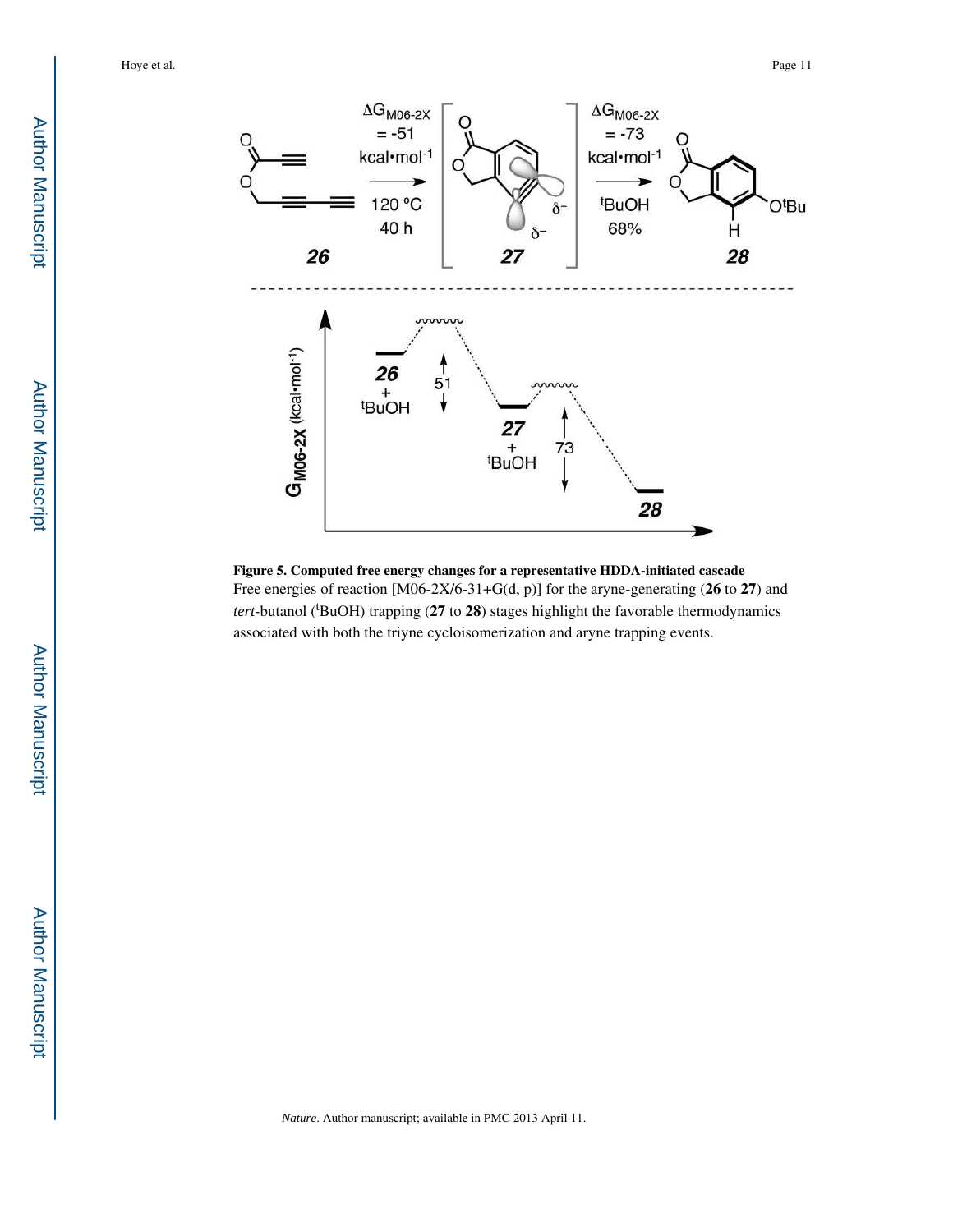$\Delta G_{M06\text{-}2X}$ = -51 kcal•mol[-1]

120 °C

40 h

$\Delta G_{M06\text{-}2X}$ = -73 kcal•mol[-1]

tBuOH

68%

26

27

28

$\delta^+$

$\delta^-$

OtBu

H

$G_{M06\text{-}2X}$ (kcal•mol[-1])

26 + tBuOH

51

27 + tBuOH

73

28

**Figure 5. Computed free energy changes for a representative HDDA-initiated cascade**

Free energies of reaction [M06-2X/6-31+G(d, p)] for the aryne-generating (**26** to **27**) and *tert*-butanol (tBuOH) trapping (**27** to **28**) stages highlight the favorable thermodynamics associated with both the triyne cycloisomerization and aryne trapping events.